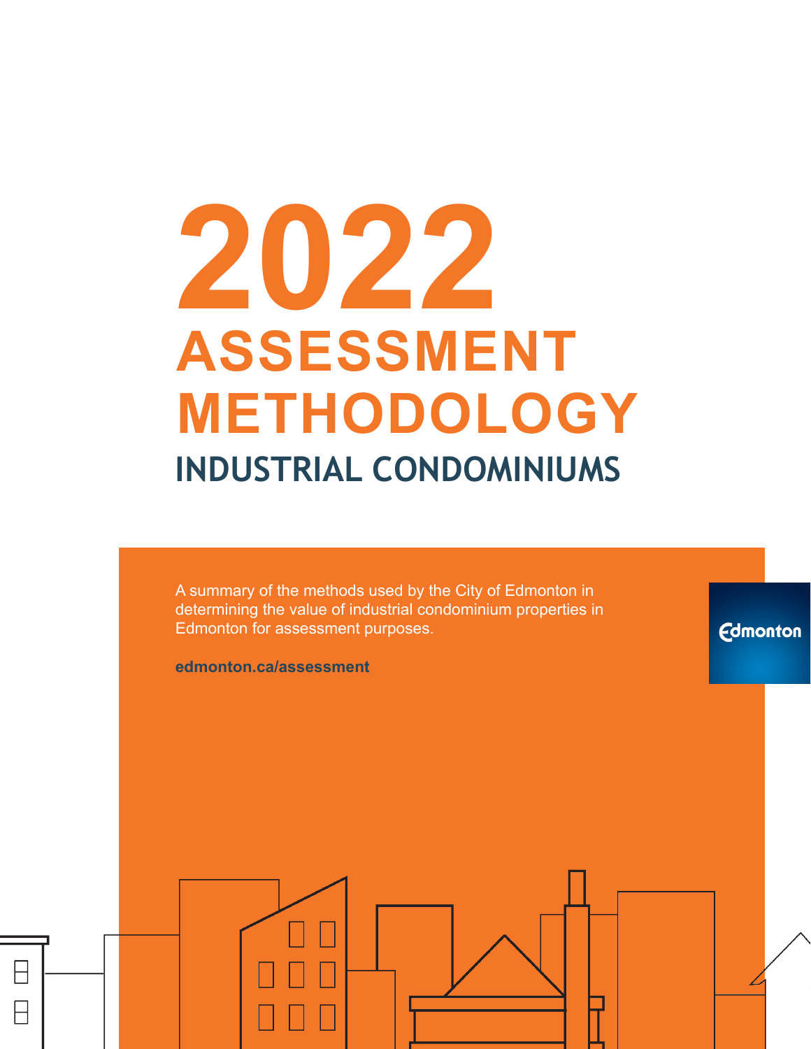# 2022 ASSESSMENT METHODOLOGY

## INDUSTRIAL CONDOMINIUMS

A summary of the methods used by the City of Edmonton in determining the value of industrial condominium properties in Edmonton for assessment purposes.

**edmonton.ca/assessment**

Edmonton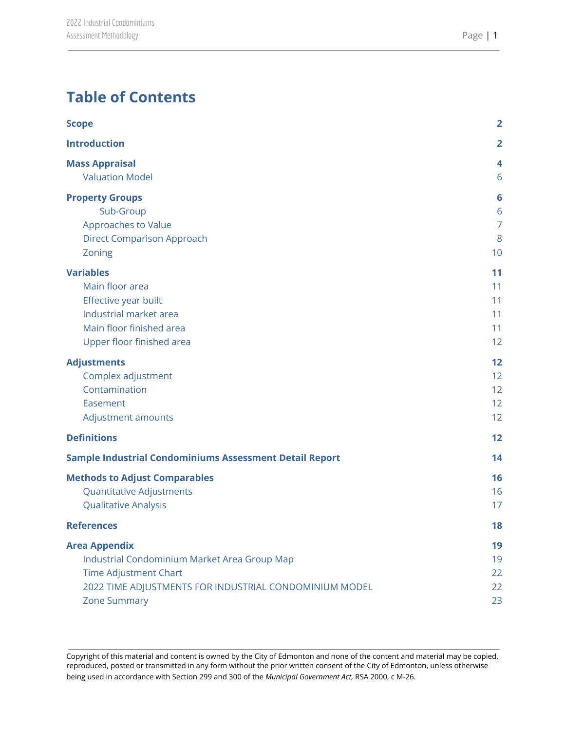# Table of Contents

| | |
|---|---|
| **Scope** | **2** |
| **Introduction** | **2** |
| **Mass Appraisal** | **4** |
| Valuation Model | 6 |
| **Property Groups** | **6** |
| Sub-Group | 6 |
| Approaches to Value | 7 |
| Direct Comparison Approach | 8 |
| Zoning | 10 |
| **Variables** | **11** |
| Main floor area | 11 |
| Effective year built | 11 |
| Industrial market area | 11 |
| Main floor finished area | 11 |
| Upper floor finished area | 12 |
| **Adjustments** | **12** |
| Complex adjustment | 12 |
| Contamination | 12 |
| Easement | 12 |
| Adjustment amounts | 12 |
| **Definitions** | **12** |
| **Sample Industrial Condominiums Assessment Detail Report** | **14** |
| **Methods to Adjust Comparables** | **16** |
| Quantitative Adjustments | 16 |
| Qualitative Analysis | 17 |
| **References** | **18** |
| **Area Appendix** | **19** |
| Industrial Condominium Market Area Group Map | 19 |
| Time Adjustment Chart | 22 |
| 2022 TIME ADJUSTMENTS FOR INDUSTRIAL CONDOMINIUM MODEL | 22 |
| Zone Summary | 23 |

Copyright of this material and content is owned by the City of Edmonton and none of the content and material may be copied, reproduced, posted or transmitted in any form without the prior written consent of the City of Edmonton, unless otherwise being used in accordance with Section 299 and 300 of the *Municipal Government Act,* RSA 2000, c M-26.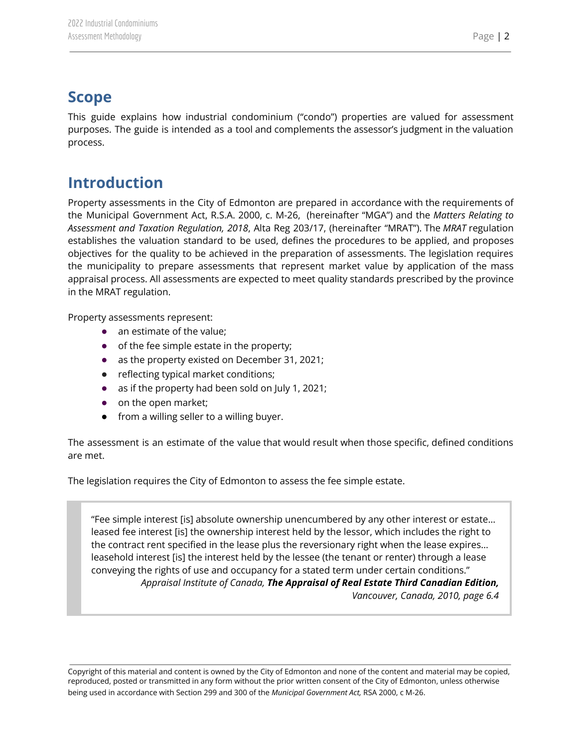## Scope

This guide explains how industrial condominium ("condo") properties are valued for assessment purposes. The guide is intended as a tool and complements the assessor's judgment in the valuation process.

## Introduction

Property assessments in the City of Edmonton are prepared in accordance with the requirements of the Municipal Government Act, R.S.A. 2000, c. M-26, (hereinafter "MGA") and the *Matters Relating to Assessment and Taxation Regulation, 2018*, Alta Reg 203/17, (hereinafter "MRAT"). The *MRAT* regulation establishes the valuation standard to be used, defines the procedures to be applied, and proposes objectives for the quality to be achieved in the preparation of assessments. The legislation requires the municipality to prepare assessments that represent market value by application of the mass appraisal process. All assessments are expected to meet quality standards prescribed by the province in the MRAT regulation.

Property assessments represent:

- an estimate of the value;
- of the fee simple estate in the property;
- as the property existed on December 31, 2021;
- reflecting typical market conditions;
- as if the property had been sold on July 1, 2021;
- on the open market;
- from a willing seller to a willing buyer.

The assessment is an estimate of the value that would result when those specific, defined conditions are met.

The legislation requires the City of Edmonton to assess the fee simple estate.

> "Fee simple interest [is] absolute ownership unencumbered by any other interest or estate… leased fee interest [is] the ownership interest held by the lessor, which includes the right to the contract rent specified in the lease plus the reversionary right when the lease expires… leasehold interest [is] the interest held by the lessee (the tenant or renter) through a lease conveying the rights of use and occupancy for a stated term under certain conditions."
>
> *Appraisal Institute of Canada, **The Appraisal of Real Estate Third Canadian Edition,** Vancouver, Canada, 2010, page 6.4*

Copyright of this material and content is owned by the City of Edmonton and none of the content and material may be copied, reproduced, posted or transmitted in any form without the prior written consent of the City of Edmonton, unless otherwise being used in accordance with Section 299 and 300 of the *Municipal Government Act,* RSA 2000, c M-26.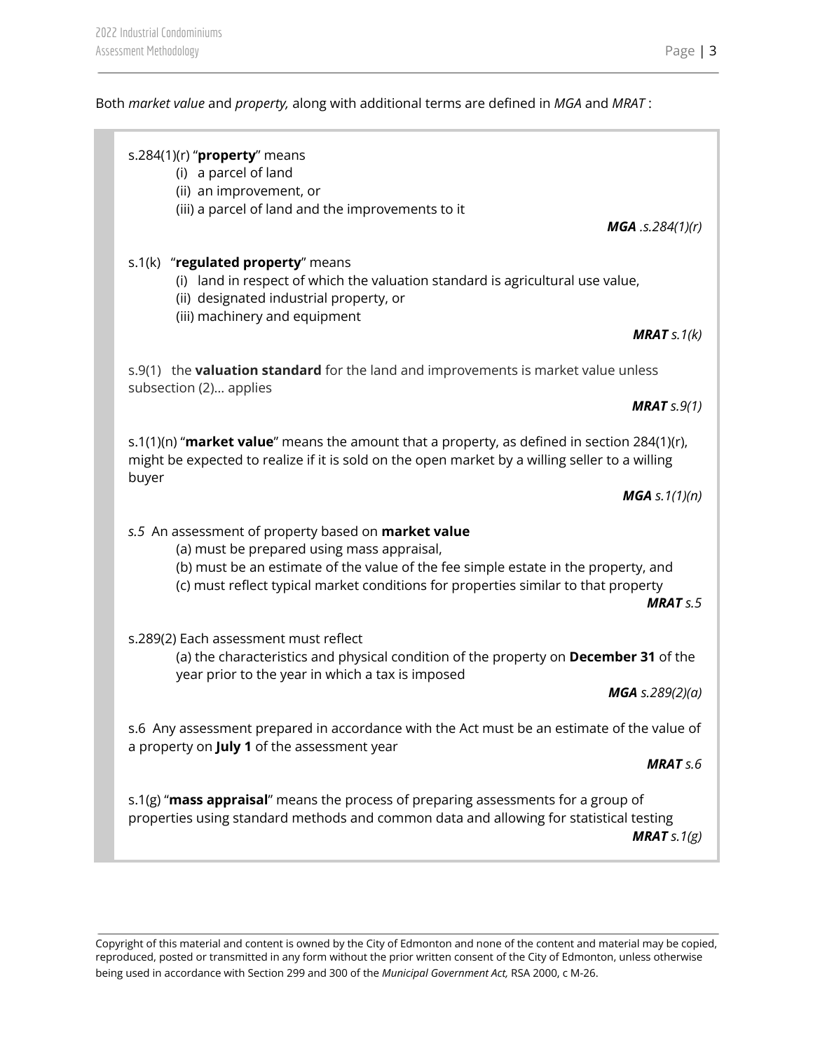Both *market value* and *property,* along with additional terms are defined in *MGA* and *MRAT* :

> s.284(1)(r) "**property**" means
>
> (i) a parcel of land
> (ii) an improvement, or
> (iii) a parcel of land and the improvements to it
>
> ***MGA** .s.284(1)(r)*
>
> s.1(k) "**regulated property**" means
>
> (i) land in respect of which the valuation standard is agricultural use value,
> (ii) designated industrial property, or
> (iii) machinery and equipment
>
> ***MRAT** s.1(k)*
>
> s.9(1) the **valuation standard** for the land and improvements is market value unless subsection (2)… applies
>
> ***MRAT** s.9(1)*
>
> s.1(1)(n) "**market value**" means the amount that a property, as defined in section 284(1)(r), might be expected to realize if it is sold on the open market by a willing seller to a willing buyer
>
> ***MGA** s.1(1)(n)*
>
> *s.5* An assessment of property based on **market value**
>
> (a) must be prepared using mass appraisal,
> (b) must be an estimate of the value of the fee simple estate in the property, and
> (c) must reflect typical market conditions for properties similar to that property
>
> ***MRAT** s.5*
>
> s.289(2) Each assessment must reflect
>
> (a) the characteristics and physical condition of the property on **December 31** of the year prior to the year in which a tax is imposed
>
> ***MGA** s.289(2)(a)*
>
> s.6 Any assessment prepared in accordance with the Act must be an estimate of the value of a property on **July 1** of the assessment year
>
> ***MRAT** s.6*
>
> s.1(g) "**mass appraisal**" means the process of preparing assessments for a group of properties using standard methods and common data and allowing for statistical testing
>
> ***MRAT** s.1(g)*

Copyright of this material and content is owned by the City of Edmonton and none of the content and material may be copied, reproduced, posted or transmitted in any form without the prior written consent of the City of Edmonton, unless otherwise being used in accordance with Section 299 and 300 of the *Municipal Government Act,* RSA 2000, c M-26.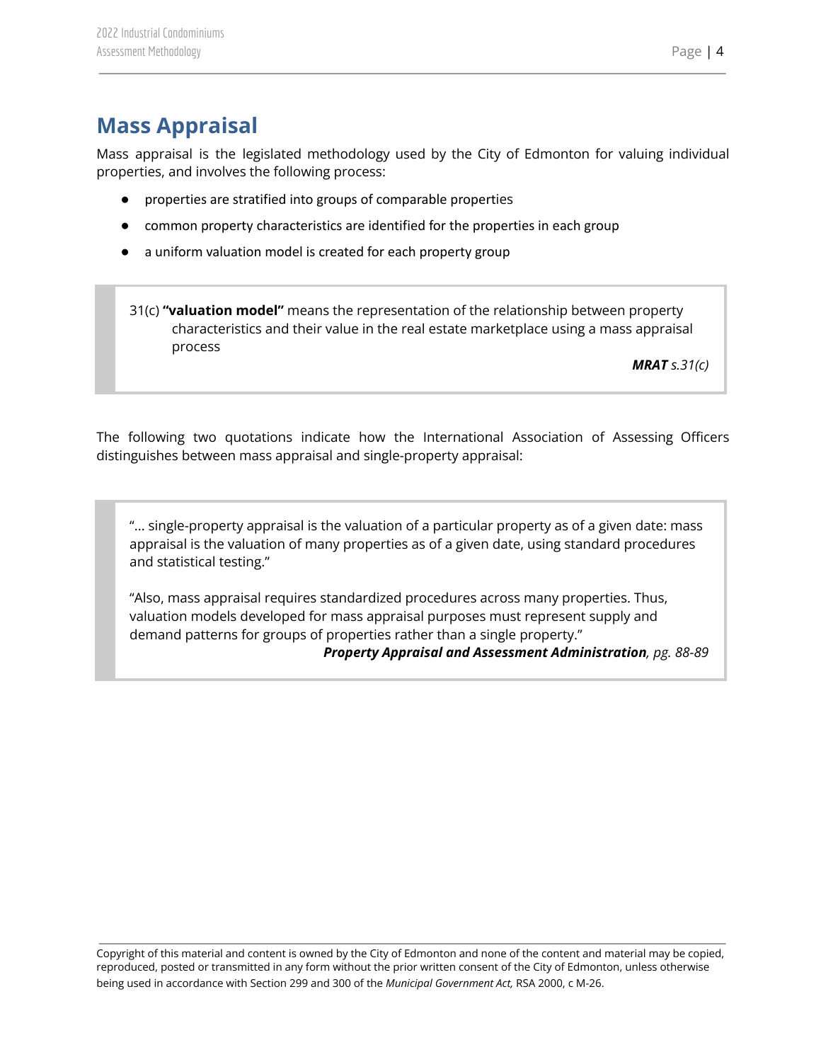# Mass Appraisal

Mass appraisal is the legislated methodology used by the City of Edmonton for valuing individual properties, and involves the following process:

- properties are stratified into groups of comparable properties
- common property characteristics are identified for the properties in each group
- a uniform valuation model is created for each property group

> 31(c) **"valuation model"** means the representation of the relationship between property characteristics and their value in the real estate marketplace using a mass appraisal process
>
> ***MRAT*** *s.31(c)*

The following two quotations indicate how the International Association of Assessing Officers distinguishes between mass appraisal and single-property appraisal:

> "... single-property appraisal is the valuation of a particular property as of a given date: mass appraisal is the valuation of many properties as of a given date, using standard procedures and statistical testing."
>
> "Also, mass appraisal requires standardized procedures across many properties. Thus, valuation models developed for mass appraisal purposes must represent supply and demand patterns for groups of properties rather than a single property."
>
> ***Property Appraisal and Assessment Administration****, pg. 88-89*

Copyright of this material and content is owned by the City of Edmonton and none of the content and material may be copied, reproduced, posted or transmitted in any form without the prior written consent of the City of Edmonton, unless otherwise being used in accordance with Section 299 and 300 of the *Municipal Government Act,* RSA 2000, c M-26.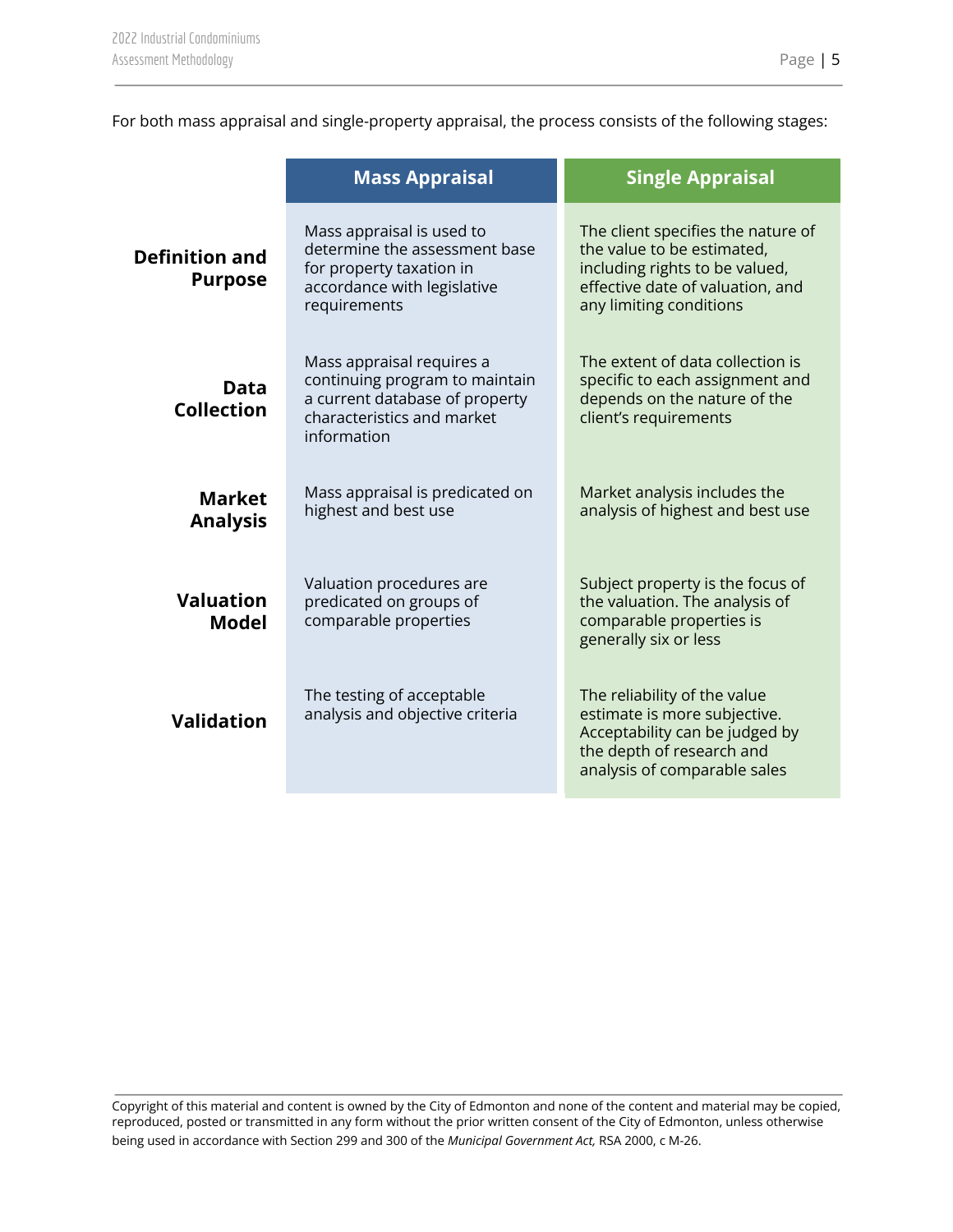For both mass appraisal and single-property appraisal, the process consists of the following stages:

| | Mass Appraisal | Single Appraisal |
|---|---|---|
| **Definition and Purpose** | Mass appraisal is used to determine the assessment base for property taxation in accordance with legislative requirements | The client specifies the nature of the value to be estimated, including rights to be valued, effective date of valuation, and any limiting conditions |
| **Data Collection** | Mass appraisal requires a continuing program to maintain a current database of property characteristics and market information | The extent of data collection is specific to each assignment and depends on the nature of the client's requirements |
| **Market Analysis** | Mass appraisal is predicated on highest and best use | Market analysis includes the analysis of highest and best use |
| **Valuation Model** | Valuation procedures are predicated on groups of comparable properties | Subject property is the focus of the valuation. The analysis of comparable properties is generally six or less |
| **Validation** | The testing of acceptable analysis and objective criteria | The reliability of the value estimate is more subjective. Acceptability can be judged by the depth of research and analysis of comparable sales |

Copyright of this material and content is owned by the City of Edmonton and none of the content and material may be copied, reproduced, posted or transmitted in any form without the prior written consent of the City of Edmonton, unless otherwise being used in accordance with Section 299 and 300 of the *Municipal Government Act,* RSA 2000, c M-26.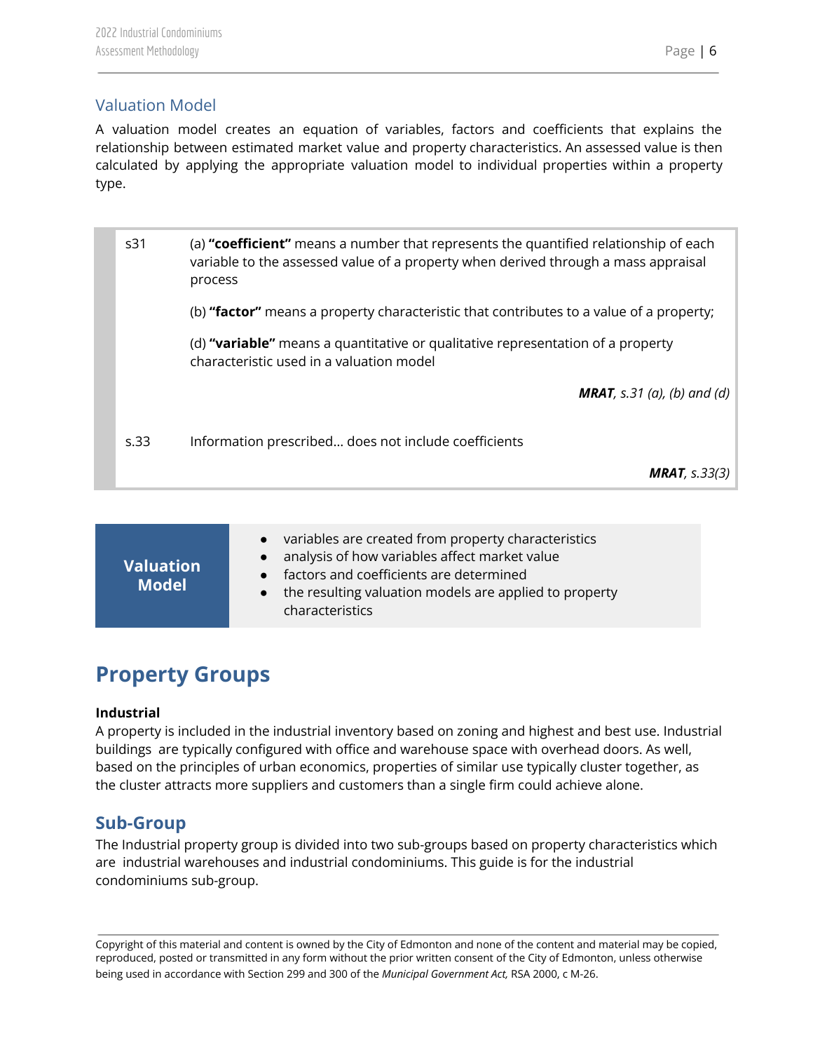## Valuation Model

A valuation model creates an equation of variables, factors and coefficients that explains the relationship between estimated market value and property characteristics. An assessed value is then calculated by applying the appropriate valuation model to individual properties within a property type.

| | |
|---|---|
| s31 | (a) **"coefficient"** means a number that represents the quantified relationship of each variable to the assessed value of a property when derived through a mass appraisal process |
| | (b) **"factor"** means a property characteristic that contributes to a value of a property; |
| | (d) **"variable"** means a quantitative or qualitative representation of a property characteristic used in a valuation model |
| | ***MRAT***, *s.31 (a), (b) and (d)* |
| s.33 | Information prescribed... does not include coefficients |
| | ***MRAT***, *s.33(3)* |

**Valuation Model**

- variables are created from property characteristics
- analysis of how variables affect market value
- factors and coefficients are determined
- the resulting valuation models are applied to property characteristics

# Property Groups

**Industrial**

A property is included in the industrial inventory based on zoning and highest and best use. Industrial buildings are typically configured with office and warehouse space with overhead doors. As well, based on the principles of urban economics, properties of similar use typically cluster together, as the cluster attracts more suppliers and customers than a single firm could achieve alone.

## Sub-Group

The Industrial property group is divided into two sub-groups based on property characteristics which are industrial warehouses and industrial condominiums. This guide is for the industrial condominiums sub-group.

Copyright of this material and content is owned by the City of Edmonton and none of the content and material may be copied, reproduced, posted or transmitted in any form without the prior written consent of the City of Edmonton, unless otherwise being used in accordance with Section 299 and 300 of the *Municipal Government Act,* RSA 2000, c M-26.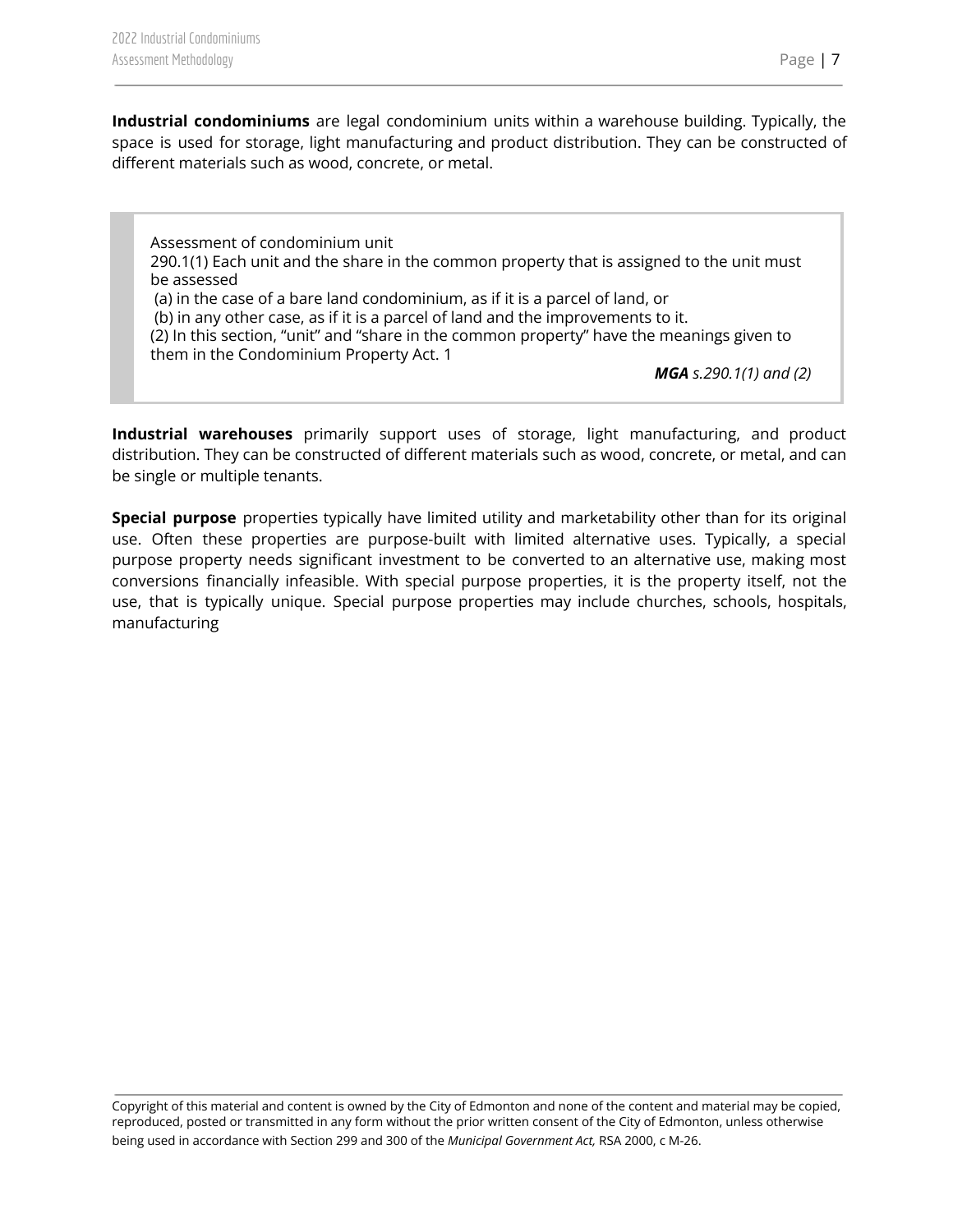**Industrial condominiums** are legal condominium units within a warehouse building. Typically, the space is used for storage, light manufacturing and product distribution. They can be constructed of different materials such as wood, concrete, or metal.

> Assessment of condominium unit
> 290.1(1) Each unit and the share in the common property that is assigned to the unit must be assessed
> (a) in the case of a bare land condominium, as if it is a parcel of land, or
> (b) in any other case, as if it is a parcel of land and the improvements to it.
> (2) In this section, "unit" and "share in the common property" have the meanings given to them in the Condominium Property Act. 1
>
> ***MGA*** *s.290.1(1) and (2)*

**Industrial warehouses** primarily support uses of storage, light manufacturing, and product distribution. They can be constructed of different materials such as wood, concrete, or metal, and can be single or multiple tenants.

**Special purpose** properties typically have limited utility and marketability other than for its original use. Often these properties are purpose-built with limited alternative uses. Typically, a special purpose property needs significant investment to be converted to an alternative use, making most conversions financially infeasible. With special purpose properties, it is the property itself, not the use, that is typically unique. Special purpose properties may include churches, schools, hospitals, manufacturing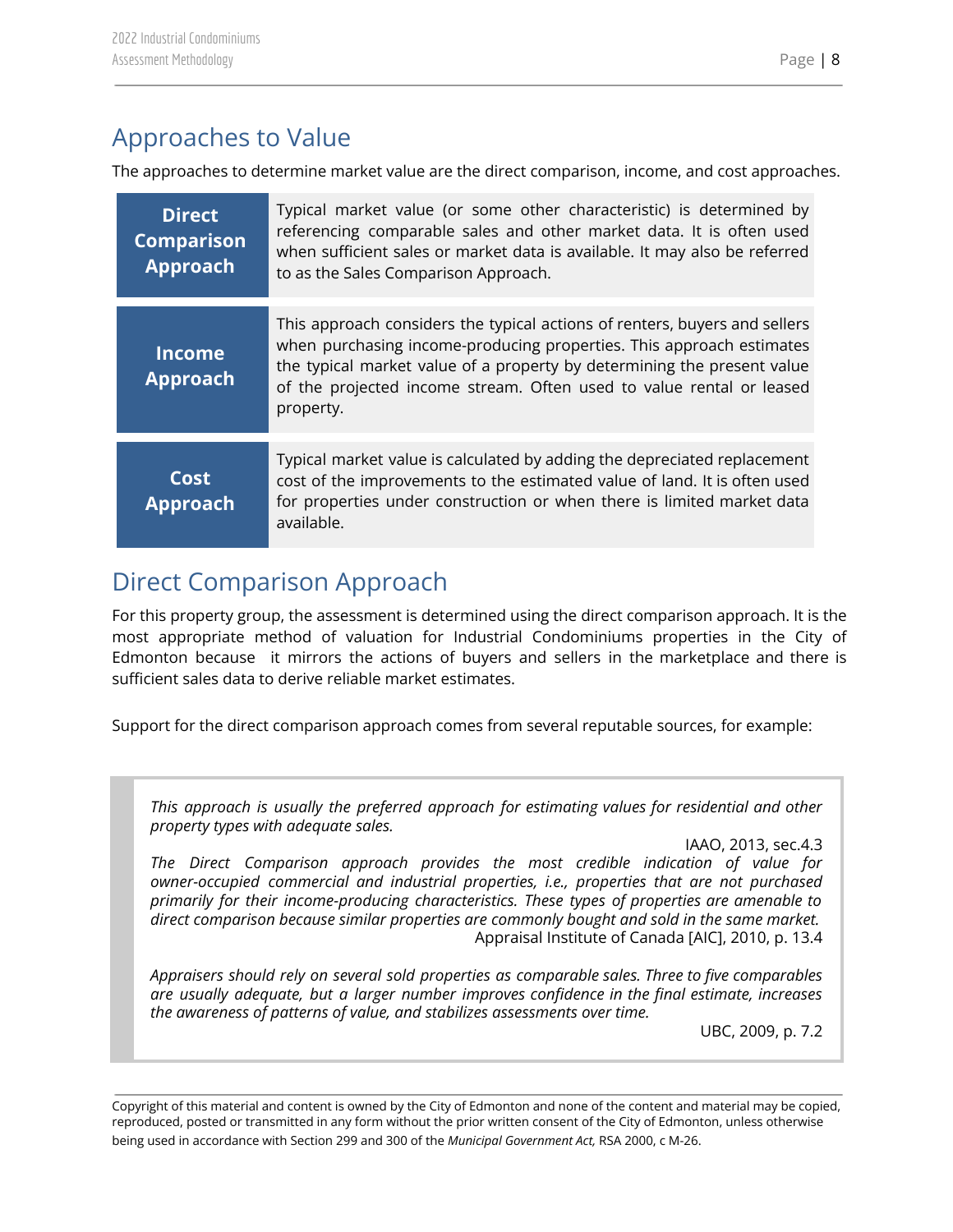## Approaches to Value

The approaches to determine market value are the direct comparison, income, and cost approaches.

| | |
|---|---|
| **Direct Comparison Approach** | Typical market value (or some other characteristic) is determined by referencing comparable sales and other market data. It is often used when sufficient sales or market data is available. It may also be referred to as the Sales Comparison Approach. |
| **Income Approach** | This approach considers the typical actions of renters, buyers and sellers when purchasing income-producing properties. This approach estimates the typical market value of a property by determining the present value of the projected income stream. Often used to value rental or leased property. |
| **Cost Approach** | Typical market value is calculated by adding the depreciated replacement cost of the improvements to the estimated value of land. It is often used for properties under construction or when there is limited market data available. |

## Direct Comparison Approach

For this property group, the assessment is determined using the direct comparison approach. It is the most appropriate method of valuation for Industrial Condominiums properties in the City of Edmonton because it mirrors the actions of buyers and sellers in the marketplace and there is sufficient sales data to derive reliable market estimates.

Support for the direct comparison approach comes from several reputable sources, for example:

> *This approach is usually the preferred approach for estimating values for residential and other property types with adequate sales.*
>
> IAAO, 2013, sec.4.3
>
> *The Direct Comparison approach provides the most credible indication of value for owner-occupied commercial and industrial properties, i.e., properties that are not purchased primarily for their income-producing characteristics. These types of properties are amenable to direct comparison because similar properties are commonly bought and sold in the same market.*
>
> Appraisal Institute of Canada [AIC], 2010, p. 13.4
>
> *Appraisers should rely on several sold properties as comparable sales. Three to five comparables are usually adequate, but a larger number improves confidence in the final estimate, increases the awareness of patterns of value, and stabilizes assessments over time.*
>
> UBC, 2009, p. 7.2

Copyright of this material and content is owned by the City of Edmonton and none of the content and material may be copied, reproduced, posted or transmitted in any form without the prior written consent of the City of Edmonton, unless otherwise being used in accordance with Section 299 and 300 of the *Municipal Government Act,* RSA 2000, c M-26.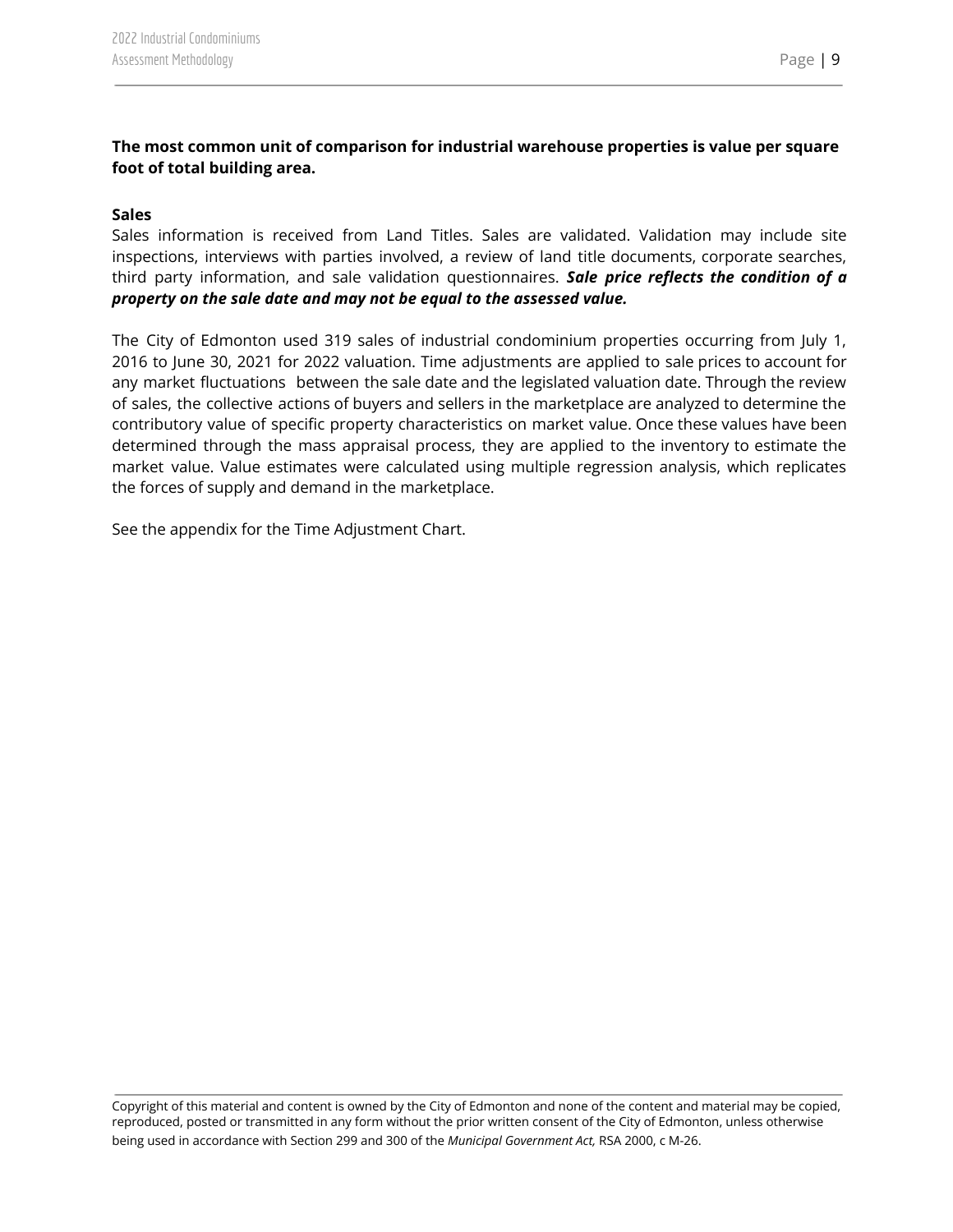**The most common unit of comparison for industrial warehouse properties is value per square foot of total building area.**

**Sales**

Sales information is received from Land Titles. Sales are validated. Validation may include site inspections, interviews with parties involved, a review of land title documents, corporate searches, third party information, and sale validation questionnaires. ***Sale price reflects the condition of a property on the sale date and may not be equal to the assessed value.***

The City of Edmonton used 319 sales of industrial condominium properties occurring from July 1, 2016 to June 30, 2021 for 2022 valuation. Time adjustments are applied to sale prices to account for any market fluctuations between the sale date and the legislated valuation date. Through the review of sales, the collective actions of buyers and sellers in the marketplace are analyzed to determine the contributory value of specific property characteristics on market value. Once these values have been determined through the mass appraisal process, they are applied to the inventory to estimate the market value. Value estimates were calculated using multiple regression analysis, which replicates the forces of supply and demand in the marketplace.

See the appendix for the Time Adjustment Chart.

Copyright of this material and content is owned by the City of Edmonton and none of the content and material may be copied, reproduced, posted or transmitted in any form without the prior written consent of the City of Edmonton, unless otherwise being used in accordance with Section 299 and 300 of the *Municipal Government Act,* RSA 2000, c M-26.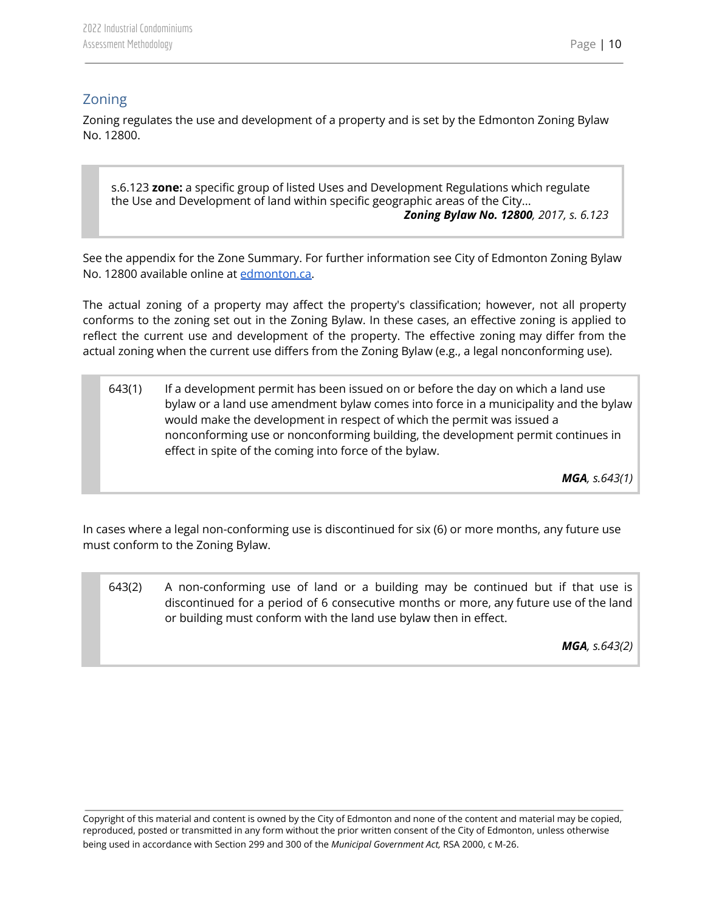## Zoning

Zoning regulates the use and development of a property and is set by the Edmonton Zoning Bylaw No. 12800.

> s.6.123 **zone:** a specific group of listed Uses and Development Regulations which regulate the Use and Development of land within specific geographic areas of the City...
>
> ***Zoning Bylaw No. 12800****, 2017, s. 6.123*

See the appendix for the Zone Summary. For further information see City of Edmonton Zoning Bylaw No. 12800 available online at [edmonton.ca](edmonton.ca).

The actual zoning of a property may affect the property's classification; however, not all property conforms to the zoning set out in the Zoning Bylaw. In these cases, an effective zoning is applied to reflect the current use and development of the property. The effective zoning may differ from the actual zoning when the current use differs from the Zoning Bylaw (e.g., a legal nonconforming use).

> 643(1) If a development permit has been issued on or before the day on which a land use bylaw or a land use amendment bylaw comes into force in a municipality and the bylaw would make the development in respect of which the permit was issued a nonconforming use or nonconforming building, the development permit continues in effect in spite of the coming into force of the bylaw.
>
> ***MGA****, s.643(1)*

In cases where a legal non-conforming use is discontinued for six (6) or more months, any future use must conform to the Zoning Bylaw.

> 643(2) A non-conforming use of land or a building may be continued but if that use is discontinued for a period of 6 consecutive months or more, any future use of the land or building must conform with the land use bylaw then in effect.
>
> ***MGA****, s.643(2)*

Copyright of this material and content is owned by the City of Edmonton and none of the content and material may be copied, reproduced, posted or transmitted in any form without the prior written consent of the City of Edmonton, unless otherwise being used in accordance with Section 299 and 300 of the *Municipal Government Act,* RSA 2000, c M-26.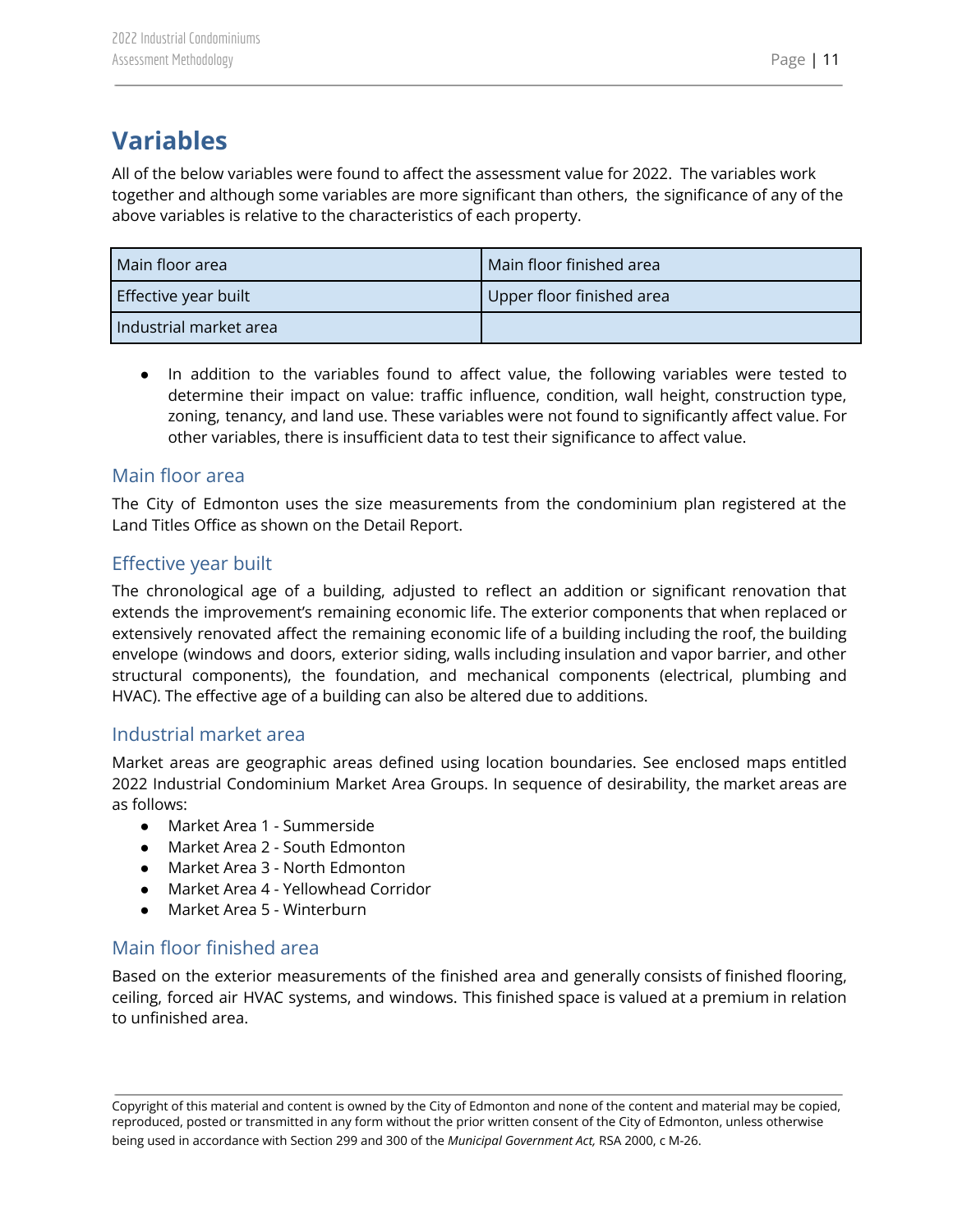# Variables

All of the below variables were found to affect the assessment value for 2022. The variables work together and although some variables are more significant than others, the significance of any of the above variables is relative to the characteristics of each property.

| Main floor area | Main floor finished area |
|---|---|
| Effective year built | Upper floor finished area |
| Industrial market area | |

- In addition to the variables found to affect value, the following variables were tested to determine their impact on value: traffic influence, condition, wall height, construction type, zoning, tenancy, and land use. These variables were not found to significantly affect value. For other variables, there is insufficient data to test their significance to affect value.

## Main floor area

The City of Edmonton uses the size measurements from the condominium plan registered at the Land Titles Office as shown on the Detail Report.

## Effective year built

The chronological age of a building, adjusted to reflect an addition or significant renovation that extends the improvement's remaining economic life. The exterior components that when replaced or extensively renovated affect the remaining economic life of a building including the roof, the building envelope (windows and doors, exterior siding, walls including insulation and vapor barrier, and other structural components), the foundation, and mechanical components (electrical, plumbing and HVAC). The effective age of a building can also be altered due to additions.

## Industrial market area

Market areas are geographic areas defined using location boundaries. See enclosed maps entitled 2022 Industrial Condominium Market Area Groups. In sequence of desirability, the market areas are as follows:

- Market Area 1 - Summerside
- Market Area 2 - South Edmonton
- Market Area 3 - North Edmonton
- Market Area 4 - Yellowhead Corridor
- Market Area 5 - Winterburn

## Main floor finished area

Based on the exterior measurements of the finished area and generally consists of finished flooring, ceiling, forced air HVAC systems, and windows. This finished space is valued at a premium in relation to unfinished area.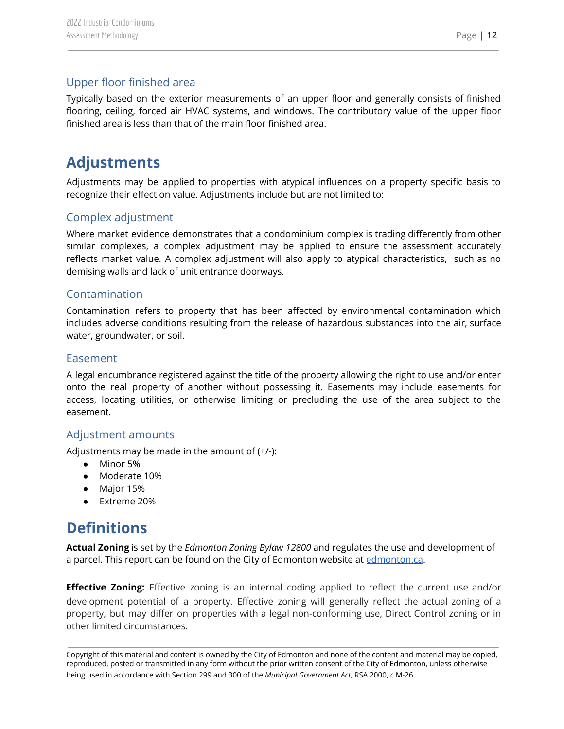### Upper floor finished area

Typically based on the exterior measurements of an upper floor and generally consists of finished flooring, ceiling, forced air HVAC systems, and windows. The contributory value of the upper floor finished area is less than that of the main floor finished area.

## Adjustments

Adjustments may be applied to properties with atypical influences on a property specific basis to recognize their effect on value. Adjustments include but are not limited to:

### Complex adjustment

Where market evidence demonstrates that a condominium complex is trading differently from other similar complexes, a complex adjustment may be applied to ensure the assessment accurately reflects market value. A complex adjustment will also apply to atypical characteristics, such as no demising walls and lack of unit entrance doorways.

### Contamination

Contamination refers to property that has been affected by environmental contamination which includes adverse conditions resulting from the release of hazardous substances into the air, surface water, groundwater, or soil.

### Easement

A legal encumbrance registered against the title of the property allowing the right to use and/or enter onto the real property of another without possessing it. Easements may include easements for access, locating utilities, or otherwise limiting or precluding the use of the area subject to the easement.

### Adjustment amounts

Adjustments may be made in the amount of (+/-):

- Minor 5%
- Moderate 10%
- Major 15%
- Extreme 20%

## Definitions

**Actual Zoning** is set by the *Edmonton Zoning Bylaw 12800* and regulates the use and development of a parcel. This report can be found on the City of Edmonton website at [edmonton.ca](edmonton.ca).

**Effective Zoning:** Effective zoning is an internal coding applied to reflect the current use and/or development potential of a property. Effective zoning will generally reflect the actual zoning of a property, but may differ on properties with a legal non-conforming use, Direct Control zoning or in other limited circumstances.

Copyright of this material and content is owned by the City of Edmonton and none of the content and material may be copied, reproduced, posted or transmitted in any form without the prior written consent of the City of Edmonton, unless otherwise being used in accordance with Section 299 and 300 of the *Municipal Government Act,* RSA 2000, c M-26.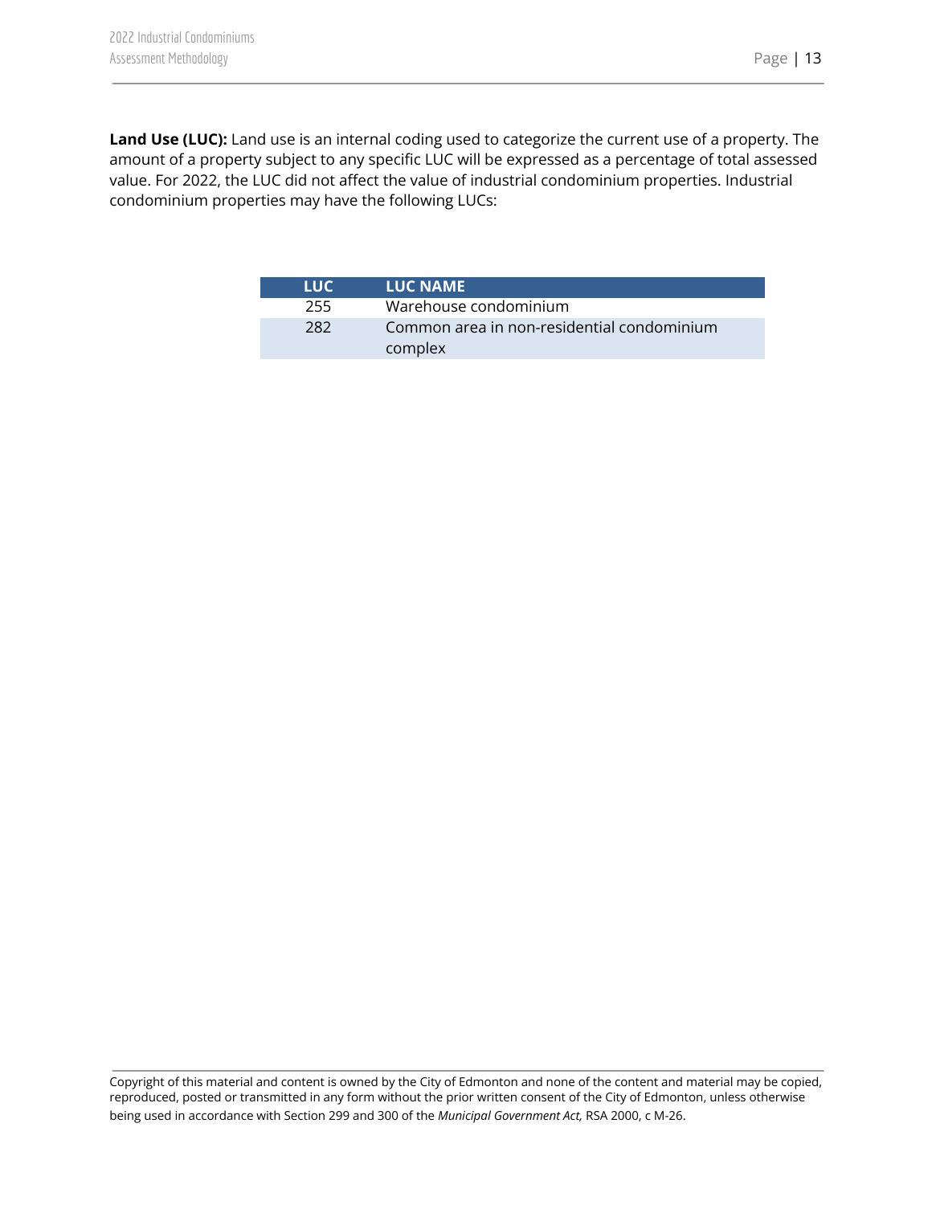**Land Use (LUC):** Land use is an internal coding used to categorize the current use of a property. The amount of a property subject to any specific LUC will be expressed as a percentage of total assessed value. For 2022, the LUC did not affect the value of industrial condominium properties. Industrial condominium properties may have the following LUCs:

| LUC | LUC NAME |
|---|---|
| 255 | Warehouse condominium |
| 282 | Common area in non-residential condominium complex |

Copyright of this material and content is owned by the City of Edmonton and none of the content and material may be copied, reproduced, posted or transmitted in any form without the prior written consent of the City of Edmonton, unless otherwise being used in accordance with Section 299 and 300 of the *Municipal Government Act,* RSA 2000, c M-26.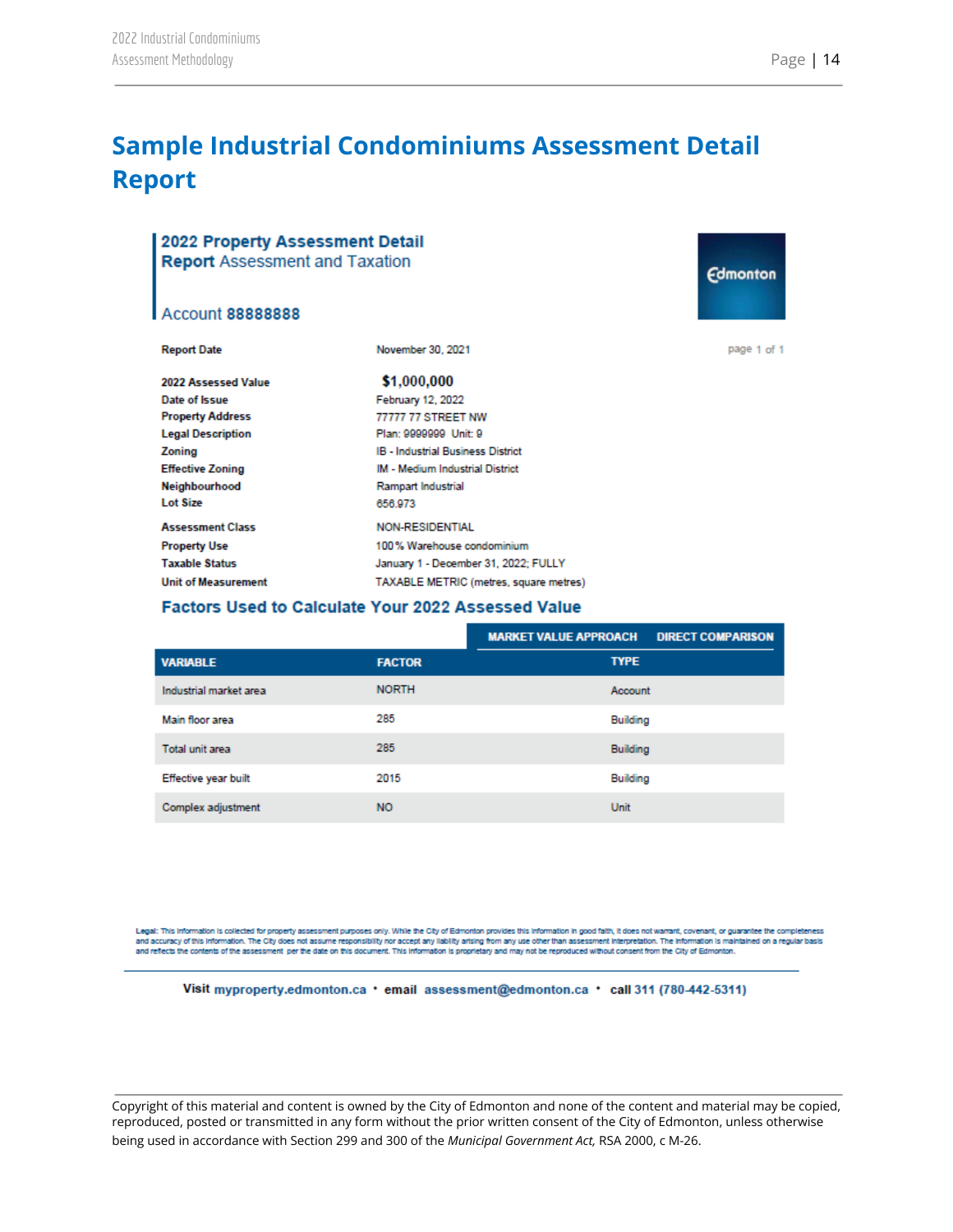# Sample Industrial Condominiums Assessment Detail Report

## 2022 Property Assessment Detail Report Assessment and Taxation

Edmonton

### Account 88888888

| | |
|---|---|
| **Report Date** | November 30, 2021 |
| **2022 Assessed Value** | **$1,000,000** |
| **Date of Issue** | February 12, 2022 |
| **Property Address** | 77777 77 STREET NW |
| **Legal Description** | Plan: 9999999 Unit: 9 |
| **Zoning** | IB - Industrial Business District |
| **Effective Zoning** | IM - Medium Industrial District |
| **Neighbourhood** | Rampart Industrial |
| **Lot Size** | 656.973 |
| **Assessment Class** | NON-RESIDENTIAL |
| **Property Use** | 100% Warehouse condominium |
| **Taxable Status** | January 1 - December 31, 2022; FULLY |
| **Unit of Measurement** | TAXABLE METRIC (metres, square metres) |

page 1 of 1

### Factors Used to Calculate Your 2022 Assessed Value

| | | MARKET VALUE APPROACH DIRECT COMPARISON |
|---|---|---|
| **VARIABLE** | **FACTOR** | **TYPE** |
| Industrial market area | NORTH | Account |
| Main floor area | 285 | Building |
| Total unit area | 285 | Building |
| Effective year built | 2015 | Building |
| Complex adjustment | NO | Unit |

Legal: This information is collected for property assessment purposes only. While the City of Edmonton provides this information in good faith, it does not warrant, covenant, or guarantee the completeness and accuracy of this information. The City does not assume responsibility nor accept any liability arising from any use other than assessment interpretation. The information is maintained on a regular basis and reflects the contents of the assessment per the date on this document. This information is proprietary and may not be reproduced without consent from the City of Edmonton.

**Visit** myproperty.edmonton.ca • **email** assessment@edmonton.ca • **call** 311 (780-442-5311)

Copyright of this material and content is owned by the City of Edmonton and none of the content and material may be copied, reproduced, posted or transmitted in any form without the prior written consent of the City of Edmonton, unless otherwise being used in accordance with Section 299 and 300 of the *Municipal Government Act,* RSA 2000, c M-26.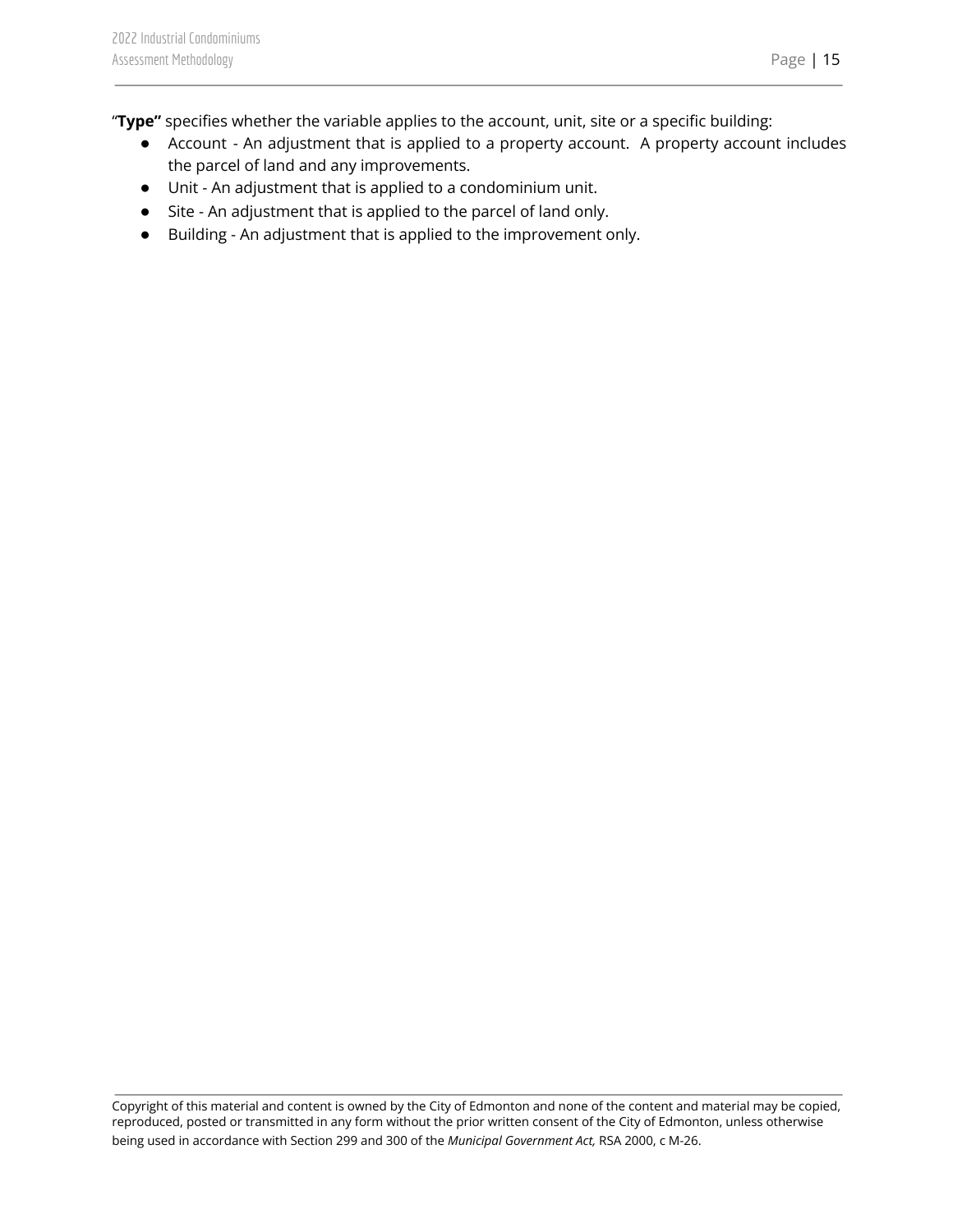"**Type"** specifies whether the variable applies to the account, unit, site or a specific building:

- Account - An adjustment that is applied to a property account. A property account includes the parcel of land and any improvements.
- Unit - An adjustment that is applied to a condominium unit.
- Site - An adjustment that is applied to the parcel of land only.
- Building - An adjustment that is applied to the improvement only.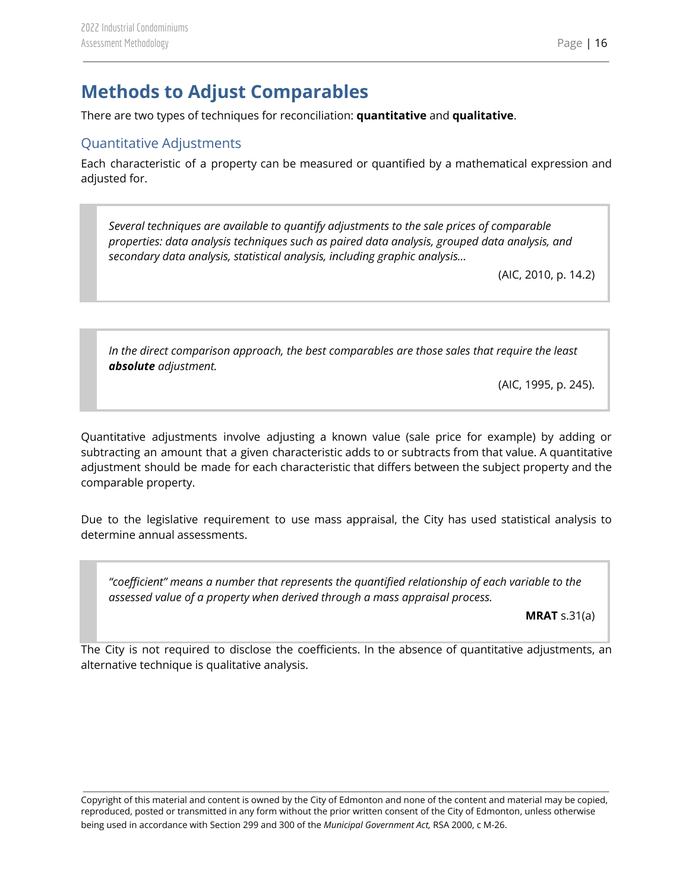# Methods to Adjust Comparables

There are two types of techniques for reconciliation: **quantitative** and **qualitative**.

## Quantitative Adjustments

Each characteristic of a property can be measured or quantified by a mathematical expression and adjusted for.

> *Several techniques are available to quantify adjustments to the sale prices of comparable properties: data analysis techniques such as paired data analysis, grouped data analysis, and secondary data analysis, statistical analysis, including graphic analysis…*
>
> (AIC, 2010, p. 14.2)

> *In the direct comparison approach, the best comparables are those sales that require the least **absolute** adjustment.*
>
> (AIC, 1995, p. 245).

Quantitative adjustments involve adjusting a known value (sale price for example) by adding or subtracting an amount that a given characteristic adds to or subtracts from that value. A quantitative adjustment should be made for each characteristic that differs between the subject property and the comparable property.

Due to the legislative requirement to use mass appraisal, the City has used statistical analysis to determine annual assessments.

> *"coefficient" means a number that represents the quantified relationship of each variable to the assessed value of a property when derived through a mass appraisal process.*
>
> **MRAT** s.31(a)

The City is not required to disclose the coefficients. In the absence of quantitative adjustments, an alternative technique is qualitative analysis.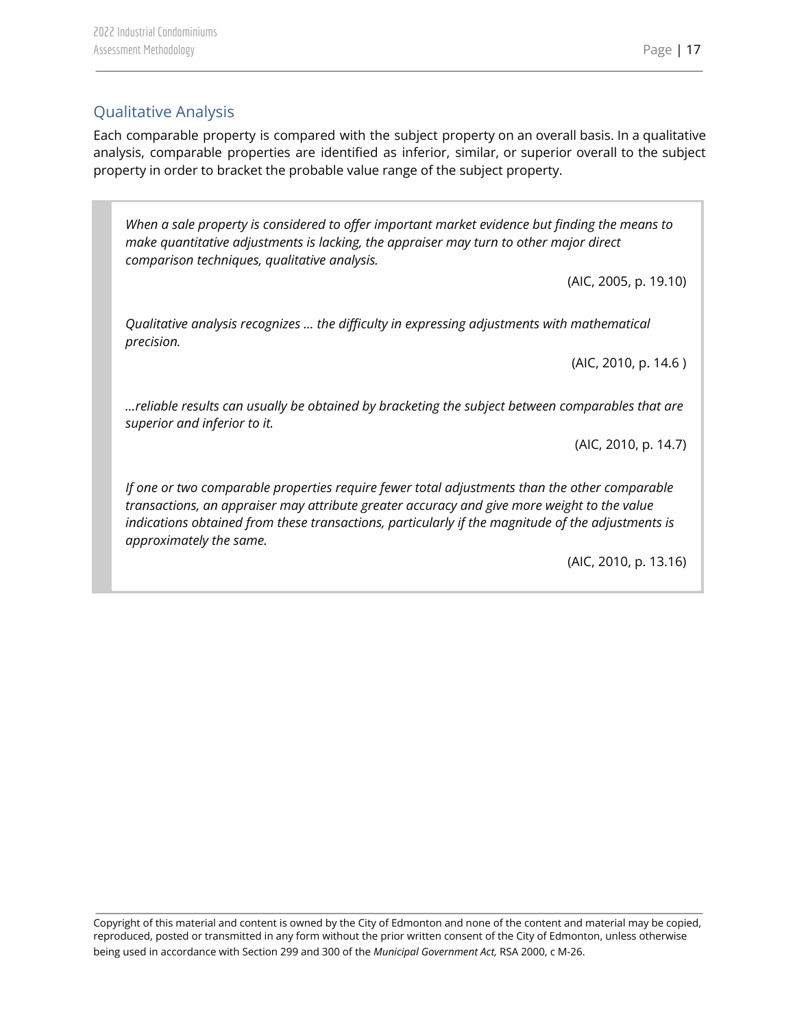## Qualitative Analysis

Each comparable property is compared with the subject property on an overall basis. In a qualitative analysis, comparable properties are identified as inferior, similar, or superior overall to the subject property in order to bracket the probable value range of the subject property.

> *When a sale property is considered to offer important market evidence but finding the means to make quantitative adjustments is lacking, the appraiser may turn to other major direct comparison techniques, qualitative analysis.*
>
> (AIC, 2005, p. 19.10)
>
> *Qualitative analysis recognizes … the difficulty in expressing adjustments with mathematical precision.*
>
> (AIC, 2010, p. 14.6 )
>
> *…reliable results can usually be obtained by bracketing the subject between comparables that are superior and inferior to it.*
>
> (AIC, 2010, p. 14.7)
>
> *If one or two comparable properties require fewer total adjustments than the other comparable transactions, an appraiser may attribute greater accuracy and give more weight to the value indications obtained from these transactions, particularly if the magnitude of the adjustments is approximately the same.*
>
> (AIC, 2010, p. 13.16)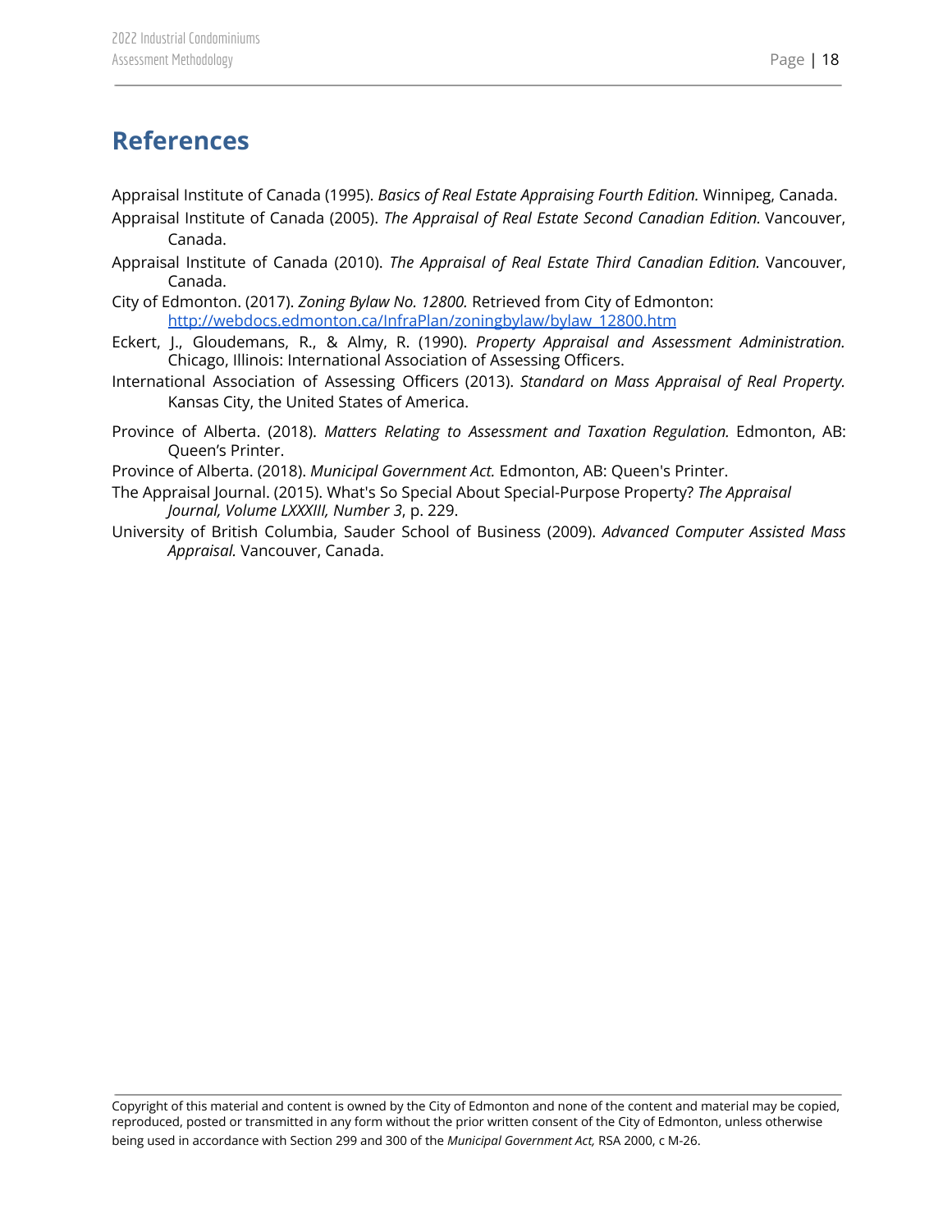# References

Appraisal Institute of Canada (1995). *Basics of Real Estate Appraising Fourth Edition.* Winnipeg, Canada.

Appraisal Institute of Canada (2005). *The Appraisal of Real Estate Second Canadian Edition.* Vancouver, Canada.

Appraisal Institute of Canada (2010). *The Appraisal of Real Estate Third Canadian Edition.* Vancouver, Canada.

City of Edmonton. (2017). *Zoning Bylaw No. 12800.* Retrieved from City of Edmonton: [http://webdocs.edmonton.ca/InfraPlan/zoningbylaw/bylaw_12800.htm](http://webdocs.edmonton.ca/InfraPlan/zoningbylaw/bylaw_12800.htm)

Eckert, J., Gloudemans, R., & Almy, R. (1990). *Property Appraisal and Assessment Administration.* Chicago, Illinois: International Association of Assessing Officers.

International Association of Assessing Officers (2013). *Standard on Mass Appraisal of Real Property.* Kansas City, the United States of America.

Province of Alberta. (2018). *Matters Relating to Assessment and Taxation Regulation.* Edmonton, AB: Queen's Printer.

Province of Alberta. (2018). *Municipal Government Act.* Edmonton, AB: Queen's Printer.

The Appraisal Journal. (2015). What's So Special About Special-Purpose Property? *The Appraisal Journal, Volume LXXXIII, Number 3*, p. 229.

University of British Columbia, Sauder School of Business (2009). *Advanced Computer Assisted Mass Appraisal.* Vancouver, Canada.

Copyright of this material and content is owned by the City of Edmonton and none of the content and material may be copied, reproduced, posted or transmitted in any form without the prior written consent of the City of Edmonton, unless otherwise being used in accordance with Section 299 and 300 of the *Municipal Government Act,* RSA 2000, c M-26.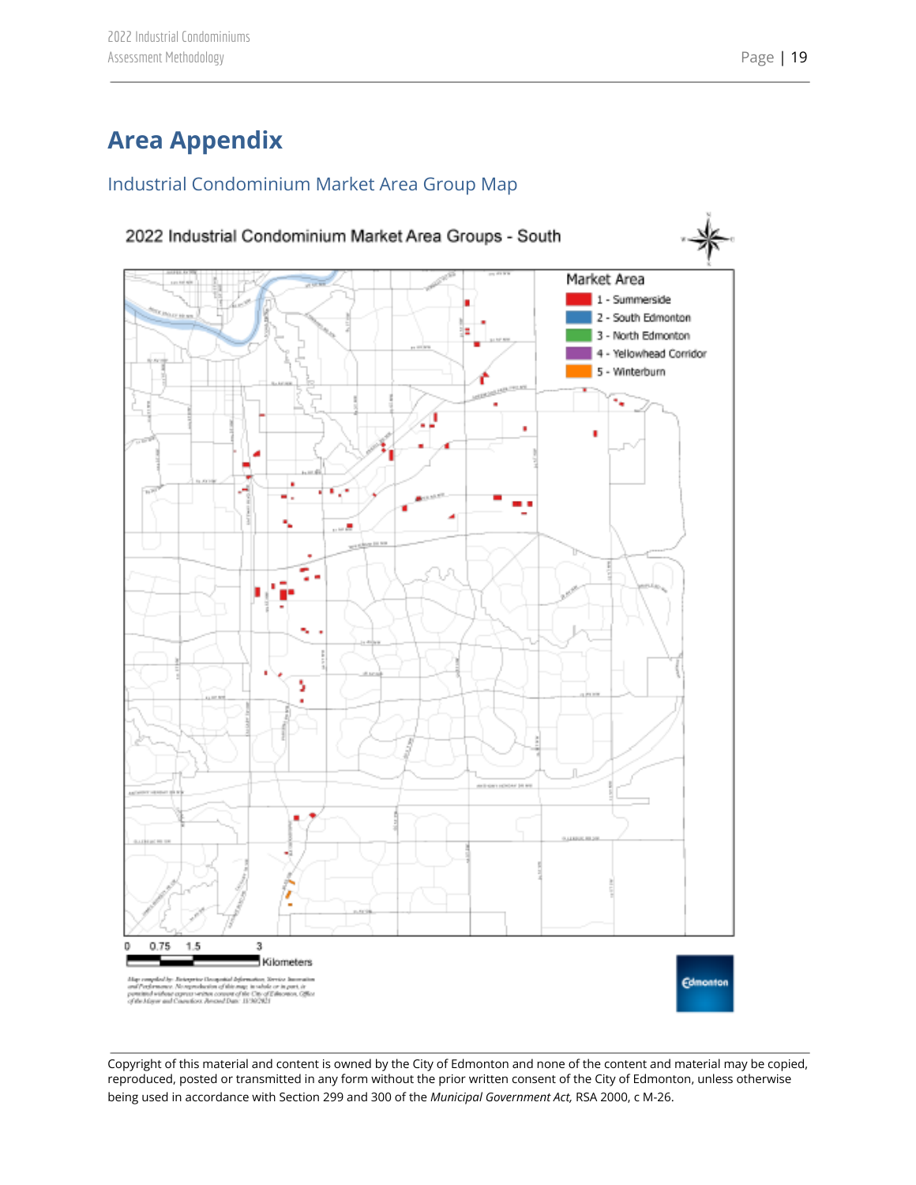# Area Appendix

## Industrial Condominium Market Area Group Map

2022 Industrial Condominium Market Area Groups - South

Market Area

- 1 - Summerside
- 2 - South Edmonton
- 3 - North Edmonton
- 4 - Yellowhead Corridor
- 5 - Winterburn

0 0.75 1.5 3 Kilometers

Copyright of this material and content is owned by the City of Edmonton and none of the content and material may be copied, reproduced, posted or transmitted in any form without the prior written consent of the City of Edmonton, unless otherwise being used in accordance with Section 299 and 300 of the *Municipal Government Act,* RSA 2000, c M-26.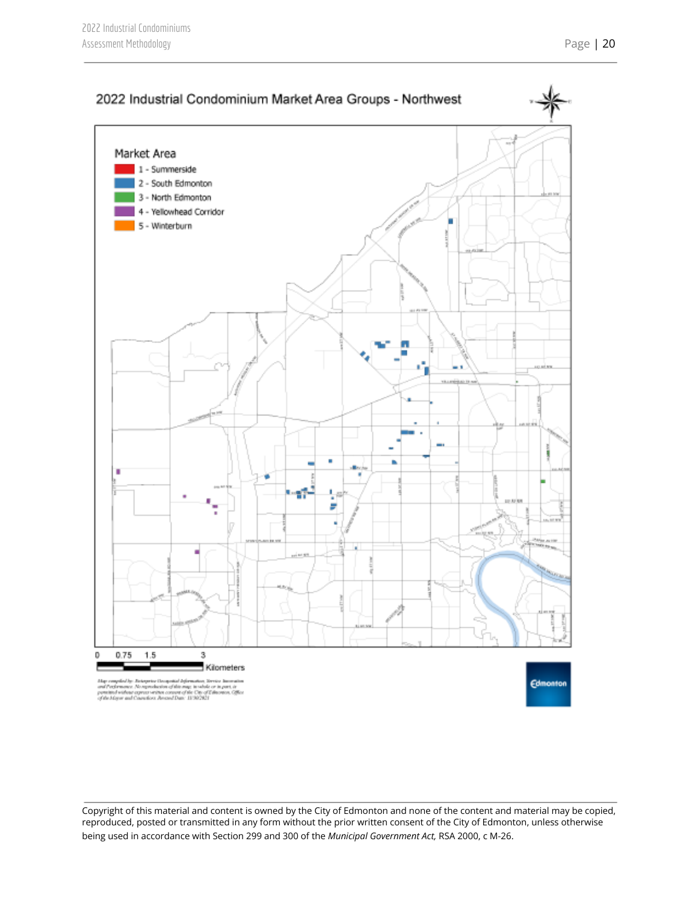## 2022 Industrial Condominium Market Area Groups - Northwest

Market Area

- 1 - Summerside
- 2 - South Edmonton
- 3 - North Edmonton
- 4 - Yellowhead Corridor
- 5 - Winterburn

0 0.75 1.5 3 Kilometers

Copyright of this material and content is owned by the City of Edmonton and none of the content and material may be copied, reproduced, posted or transmitted in any form without the prior written consent of the City of Edmonton, unless otherwise being used in accordance with Section 299 and 300 of the *Municipal Government Act,* RSA 2000, c M-26.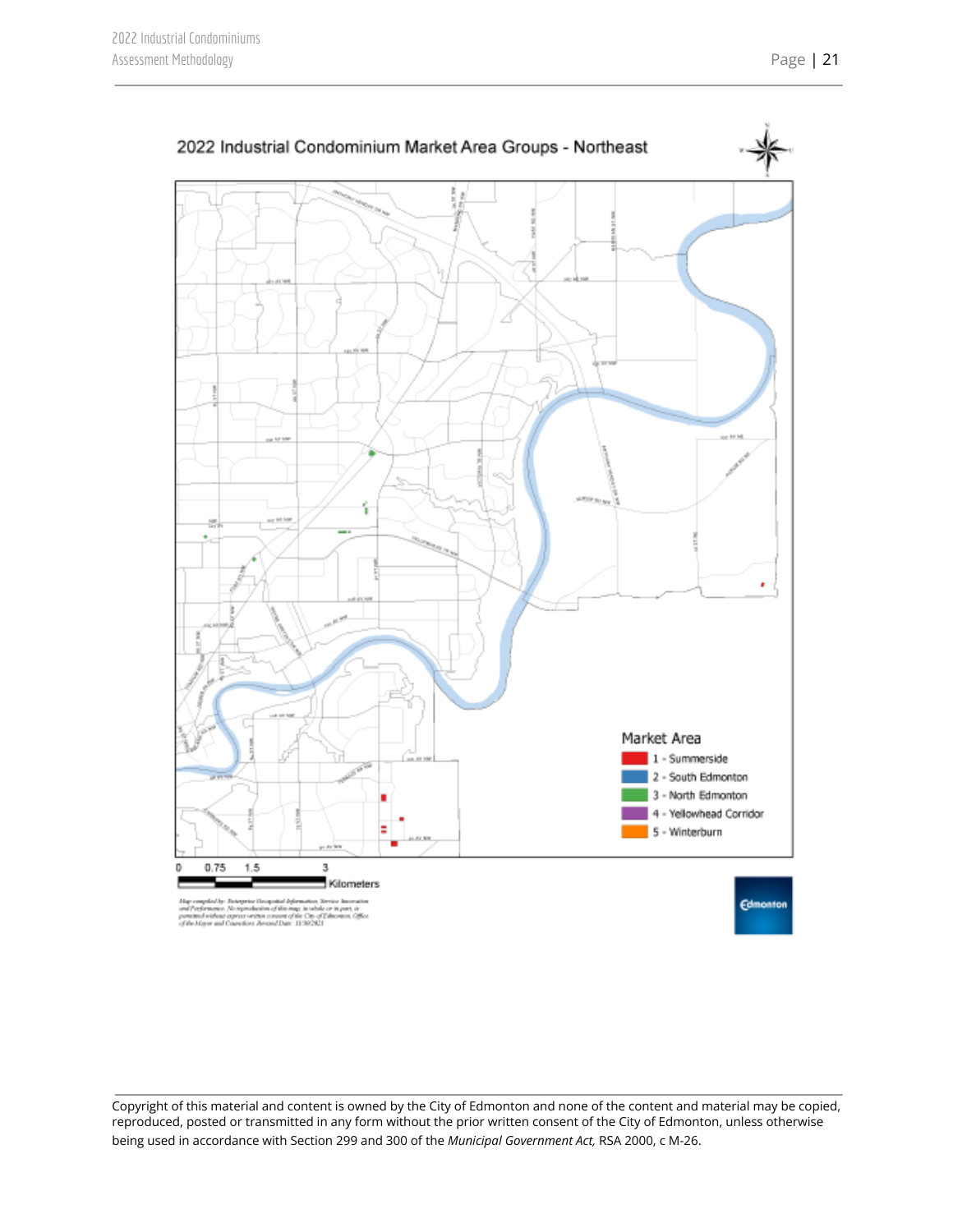2022 Industrial Condominium Market Area Groups - Northeast

Market Area

- 1 - Summerside
- 2 - South Edmonton
- 3 - North Edmonton
- 4 - Yellowhead Corridor
- 5 - Winterburn

0 0.75 1.5 3 Kilometers

Copyright of this material and content is owned by the City of Edmonton and none of the content and material may be copied, reproduced, posted or transmitted in any form without the prior written consent of the City of Edmonton, unless otherwise being used in accordance with Section 299 and 300 of the *Municipal Government Act,* RSA 2000, c M-26.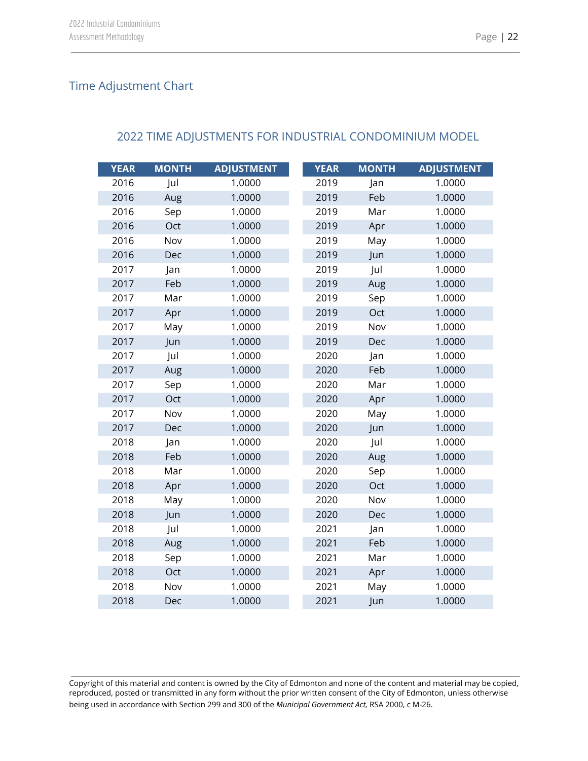## Time Adjustment Chart

### 2022 TIME ADJUSTMENTS FOR INDUSTRIAL CONDOMINIUM MODEL

| YEAR | MONTH | ADJUSTMENT |
|---|---|---|
| 2016 | Jul | 1.0000 |
| 2016 | Aug | 1.0000 |
| 2016 | Sep | 1.0000 |
| 2016 | Oct | 1.0000 |
| 2016 | Nov | 1.0000 |
| 2016 | Dec | 1.0000 |
| 2017 | Jan | 1.0000 |
| 2017 | Feb | 1.0000 |
| 2017 | Mar | 1.0000 |
| 2017 | Apr | 1.0000 |
| 2017 | May | 1.0000 |
| 2017 | Jun | 1.0000 |
| 2017 | Jul | 1.0000 |
| 2017 | Aug | 1.0000 |
| 2017 | Sep | 1.0000 |
| 2017 | Oct | 1.0000 |
| 2017 | Nov | 1.0000 |
| 2017 | Dec | 1.0000 |
| 2018 | Jan | 1.0000 |
| 2018 | Feb | 1.0000 |
| 2018 | Mar | 1.0000 |
| 2018 | Apr | 1.0000 |
| 2018 | May | 1.0000 |
| 2018 | Jun | 1.0000 |
| 2018 | Jul | 1.0000 |
| 2018 | Aug | 1.0000 |
| 2018 | Sep | 1.0000 |
| 2018 | Oct | 1.0000 |
| 2018 | Nov | 1.0000 |
| 2018 | Dec | 1.0000 |
| 2019 | Jan | 1.0000 |
| 2019 | Feb | 1.0000 |
| 2019 | Mar | 1.0000 |
| 2019 | Apr | 1.0000 |
| 2019 | May | 1.0000 |
| 2019 | Jun | 1.0000 |
| 2019 | Jul | 1.0000 |
| 2019 | Aug | 1.0000 |
| 2019 | Sep | 1.0000 |
| 2019 | Oct | 1.0000 |
| 2019 | Nov | 1.0000 |
| 2019 | Dec | 1.0000 |
| 2020 | Jan | 1.0000 |
| 2020 | Feb | 1.0000 |
| 2020 | Mar | 1.0000 |
| 2020 | Apr | 1.0000 |
| 2020 | May | 1.0000 |
| 2020 | Jun | 1.0000 |
| 2020 | Jul | 1.0000 |
| 2020 | Aug | 1.0000 |
| 2020 | Sep | 1.0000 |
| 2020 | Oct | 1.0000 |
| 2020 | Nov | 1.0000 |
| 2020 | Dec | 1.0000 |
| 2021 | Jan | 1.0000 |
| 2021 | Feb | 1.0000 |
| 2021 | Mar | 1.0000 |
| 2021 | Apr | 1.0000 |
| 2021 | May | 1.0000 |
| 2021 | Jun | 1.0000 |

Copyright of this material and content is owned by the City of Edmonton and none of the content and material may be copied, reproduced, posted or transmitted in any form without the prior written consent of the City of Edmonton, unless otherwise being used in accordance with Section 299 and 300 of the *Municipal Government Act,* RSA 2000, c M-26.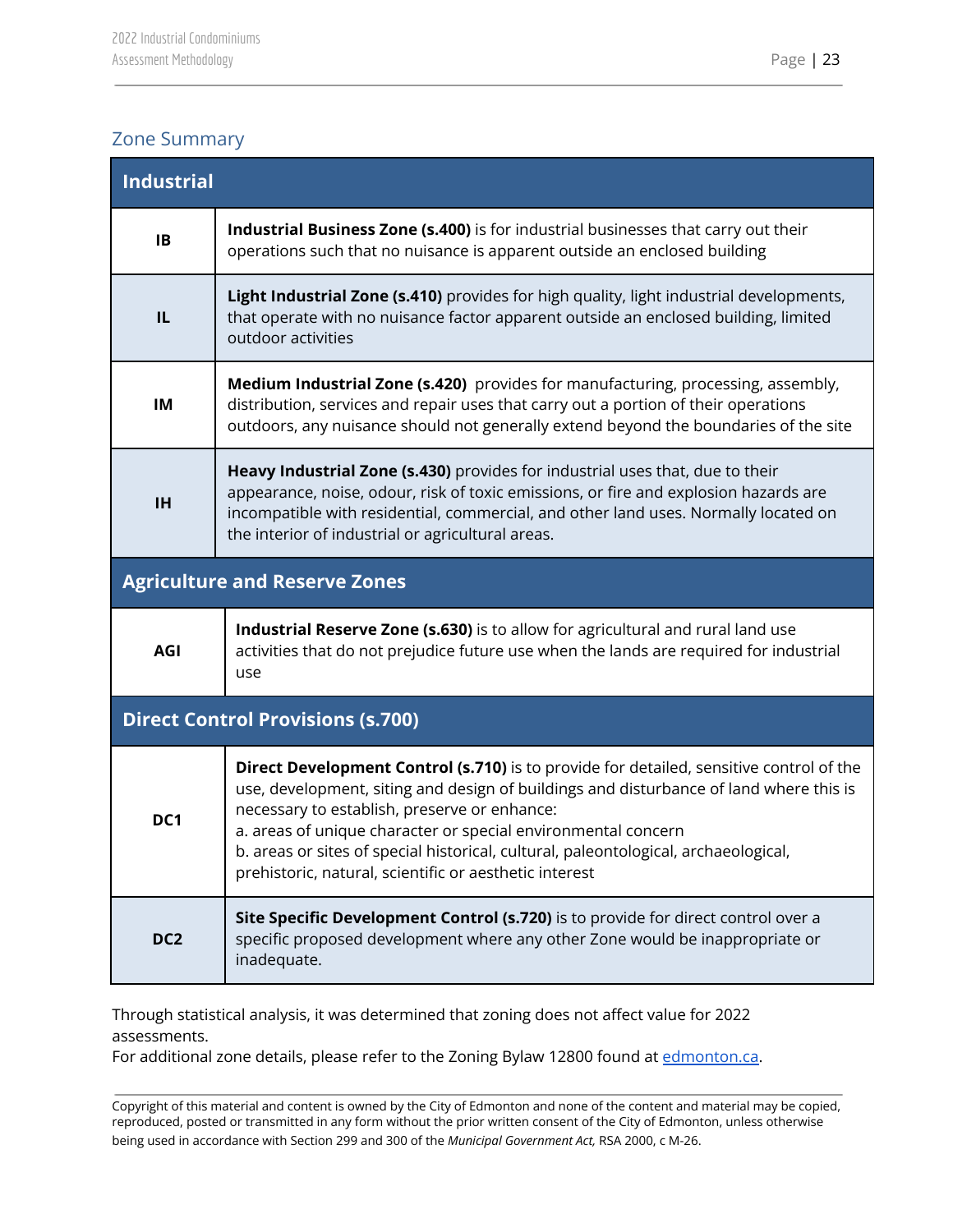## Zone Summary

| | |
|---|---|
| **Industrial** | |
| **IB** | **Industrial Business Zone (s.400)** is for industrial businesses that carry out their operations such that no nuisance is apparent outside an enclosed building |
| **IL** | **Light Industrial Zone (s.410)** provides for high quality, light industrial developments, that operate with no nuisance factor apparent outside an enclosed building, limited outdoor activities |
| **IM** | **Medium Industrial Zone (s.420)** provides for manufacturing, processing, assembly, distribution, services and repair uses that carry out a portion of their operations outdoors, any nuisance should not generally extend beyond the boundaries of the site |
| **IH** | **Heavy Industrial Zone (s.430)** provides for industrial uses that, due to their appearance, noise, odour, risk of toxic emissions, or fire and explosion hazards are incompatible with residential, commercial, and other land uses. Normally located on the interior of industrial or agricultural areas. |
| **Agriculture and Reserve Zones** | |
| **AGI** | **Industrial Reserve Zone (s.630)** is to allow for agricultural and rural land use activities that do not prejudice future use when the lands are required for industrial use |
| **Direct Control Provisions (s.700)** | |
| **DC1** | **Direct Development Control (s.710)** is to provide for detailed, sensitive control of the use, development, siting and design of buildings and disturbance of land where this is necessary to establish, preserve or enhance:<br>a. areas of unique character or special environmental concern<br>b. areas or sites of special historical, cultural, paleontological, archaeological, prehistoric, natural, scientific or aesthetic interest |
| **DC2** | **Site Specific Development Control (s.720)** is to provide for direct control over a specific proposed development where any other Zone would be inappropriate or inadequate. |

Through statistical analysis, it was determined that zoning does not affect value for 2022 assessments.
For additional zone details, please refer to the Zoning Bylaw 12800 found at [edmonton.ca](edmonton.ca).

Copyright of this material and content is owned by the City of Edmonton and none of the content and material may be copied, reproduced, posted or transmitted in any form without the prior written consent of the City of Edmonton, unless otherwise being used in accordance with Section 299 and 300 of the *Municipal Government Act,* RSA 2000, c M-26.